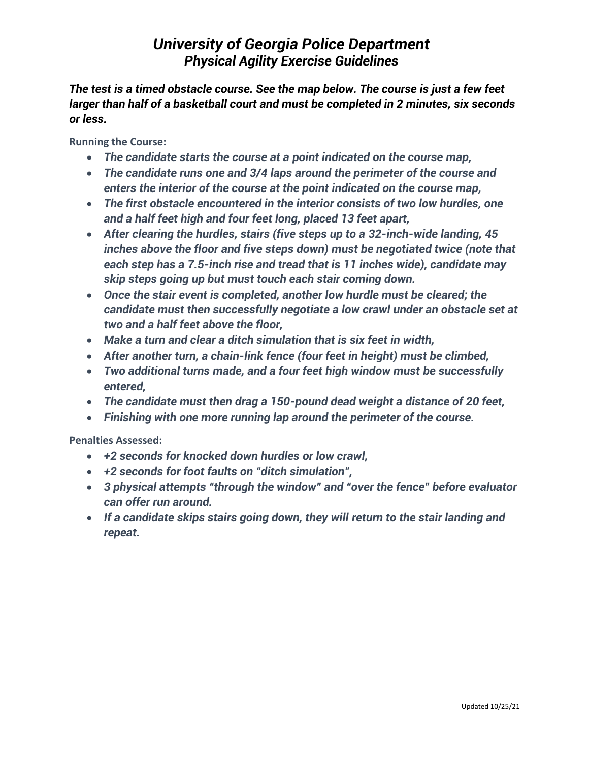# *University of Georgia Police Department*
## *Physical Agility Exercise Guidelines*

***The test is a timed obstacle course. See the map below. The course is just a few feet larger than half of a basketball court and must be completed in 2 minutes, six seconds or less.***

**Running the Course:**

- ***The candidate starts the course at a point indicated on the course map,***
- ***The candidate runs one and 3/4 laps around the perimeter of the course and enters the interior of the course at the point indicated on the course map,***
- ***The first obstacle encountered in the interior consists of two low hurdles, one and a half feet high and four feet long, placed 13 feet apart,***
- ***After clearing the hurdles, stairs (five steps up to a 32-inch-wide landing, 45 inches above the floor and five steps down) must be negotiated twice (note that each step has a 7.5-inch rise and tread that is 11 inches wide), candidate may skip steps going up but must touch each stair coming down.***
- ***Once the stair event is completed, another low hurdle must be cleared; the candidate must then successfully negotiate a low crawl under an obstacle set at two and a half feet above the floor,***
- ***Make a turn and clear a ditch simulation that is six feet in width,***
- ***After another turn, a chain-link fence (four feet in height) must be climbed,***
- ***Two additional turns made, and a four feet high window must be successfully entered,***
- ***The candidate must then drag a 150-pound dead weight a distance of 20 feet,***
- ***Finishing with one more running lap around the perimeter of the course.***

**Penalties Assessed:**

- ***+2 seconds for knocked down hurdles or low crawl,***
- ***+2 seconds for foot faults on "ditch simulation",***
- ***3 physical attempts "through the window" and "over the fence" before evaluator can offer run around.***
- ***If a candidate skips stairs going down, they will return to the stair landing and repeat.***

Updated 10/25/21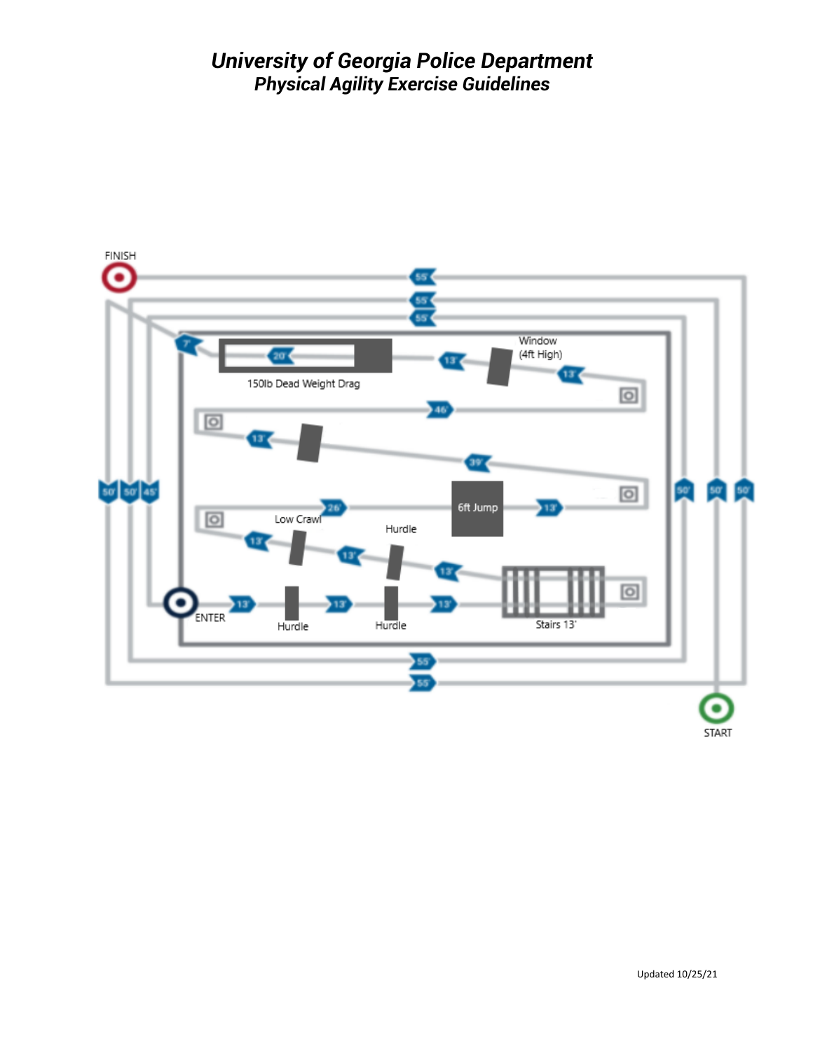# *University of Georgia Police Department*

## *Physical Agility Exercise Guidelines*

FINISH

55'
55'
55'

7'
20'
150lb Dead Weight Drag
13'
Window (4ft High)
13'

46'

13'
39'

50' 50' 45'

26'
6ft Jump
13'

50' 50' 50'

Low Crawl
13'
Hurdle
13'
13'

ENTER
13'
Hurdle
13'
Hurdle
13'
Stairs 13'

55'
55'

START

Updated 10/25/21